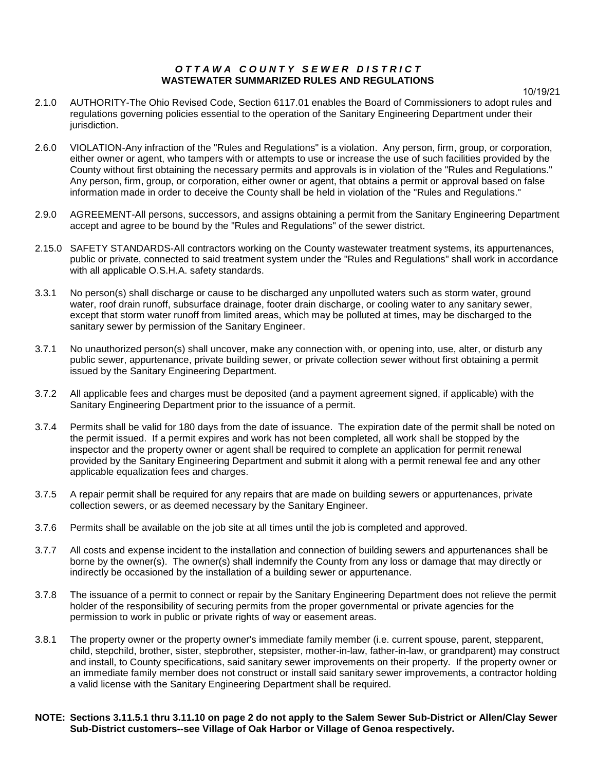# *OTTAWA COUNTY SEWER DISTRICT*
## WASTEWATER SUMMARIZED RULES AND REGULATIONS

10/19/21

2.1.0 AUTHORITY-The Ohio Revised Code, Section 6117.01 enables the Board of Commissioners to adopt rules and regulations governing policies essential to the operation of the Sanitary Engineering Department under their jurisdiction.

2.6.0 VIOLATION-Any infraction of the "Rules and Regulations" is a violation. Any person, firm, group, or corporation, either owner or agent, who tampers with or attempts to use or increase the use of such facilities provided by the County without first obtaining the necessary permits and approvals is in violation of the "Rules and Regulations." Any person, firm, group, or corporation, either owner or agent, that obtains a permit or approval based on false information made in order to deceive the County shall be held in violation of the "Rules and Regulations."

2.9.0 AGREEMENT-All persons, successors, and assigns obtaining a permit from the Sanitary Engineering Department accept and agree to be bound by the "Rules and Regulations" of the sewer district.

2.15.0 SAFETY STANDARDS-All contractors working on the County wastewater treatment systems, its appurtenances, public or private, connected to said treatment system under the "Rules and Regulations" shall work in accordance with all applicable O.S.H.A. safety standards.

3.3.1 No person(s) shall discharge or cause to be discharged any unpolluted waters such as storm water, ground water, roof drain runoff, subsurface drainage, footer drain discharge, or cooling water to any sanitary sewer, except that storm water runoff from limited areas, which may be polluted at times, may be discharged to the sanitary sewer by permission of the Sanitary Engineer.

3.7.1 No unauthorized person(s) shall uncover, make any connection with, or opening into, use, alter, or disturb any public sewer, appurtenance, private building sewer, or private collection sewer without first obtaining a permit issued by the Sanitary Engineering Department.

3.7.2 All applicable fees and charges must be deposited (and a payment agreement signed, if applicable) with the Sanitary Engineering Department prior to the issuance of a permit.

3.7.4 Permits shall be valid for 180 days from the date of issuance. The expiration date of the permit shall be noted on the permit issued. If a permit expires and work has not been completed, all work shall be stopped by the inspector and the property owner or agent shall be required to complete an application for permit renewal provided by the Sanitary Engineering Department and submit it along with a permit renewal fee and any other applicable equalization fees and charges.

3.7.5 A repair permit shall be required for any repairs that are made on building sewers or appurtenances, private collection sewers, or as deemed necessary by the Sanitary Engineer.

3.7.6 Permits shall be available on the job site at all times until the job is completed and approved.

3.7.7 All costs and expense incident to the installation and connection of building sewers and appurtenances shall be borne by the owner(s). The owner(s) shall indemnify the County from any loss or damage that may directly or indirectly be occasioned by the installation of a building sewer or appurtenance.

3.7.8 The issuance of a permit to connect or repair by the Sanitary Engineering Department does not relieve the permit holder of the responsibility of securing permits from the proper governmental or private agencies for the permission to work in public or private rights of way or easement areas.

3.8.1 The property owner or the property owner's immediate family member (i.e. current spouse, parent, stepparent, child, stepchild, brother, sister, stepbrother, stepsister, mother-in-law, father-in-law, or grandparent) may construct and install, to County specifications, said sanitary sewer improvements on their property. If the property owner or an immediate family member does not construct or install said sanitary sewer improvements, a contractor holding a valid license with the Sanitary Engineering Department shall be required.

**NOTE: Sections 3.11.5.1 thru 3.11.10 on page 2 do not apply to the Salem Sewer Sub-District or Allen/Clay Sewer Sub-District customers--see Village of Oak Harbor or Village of Genoa respectively.**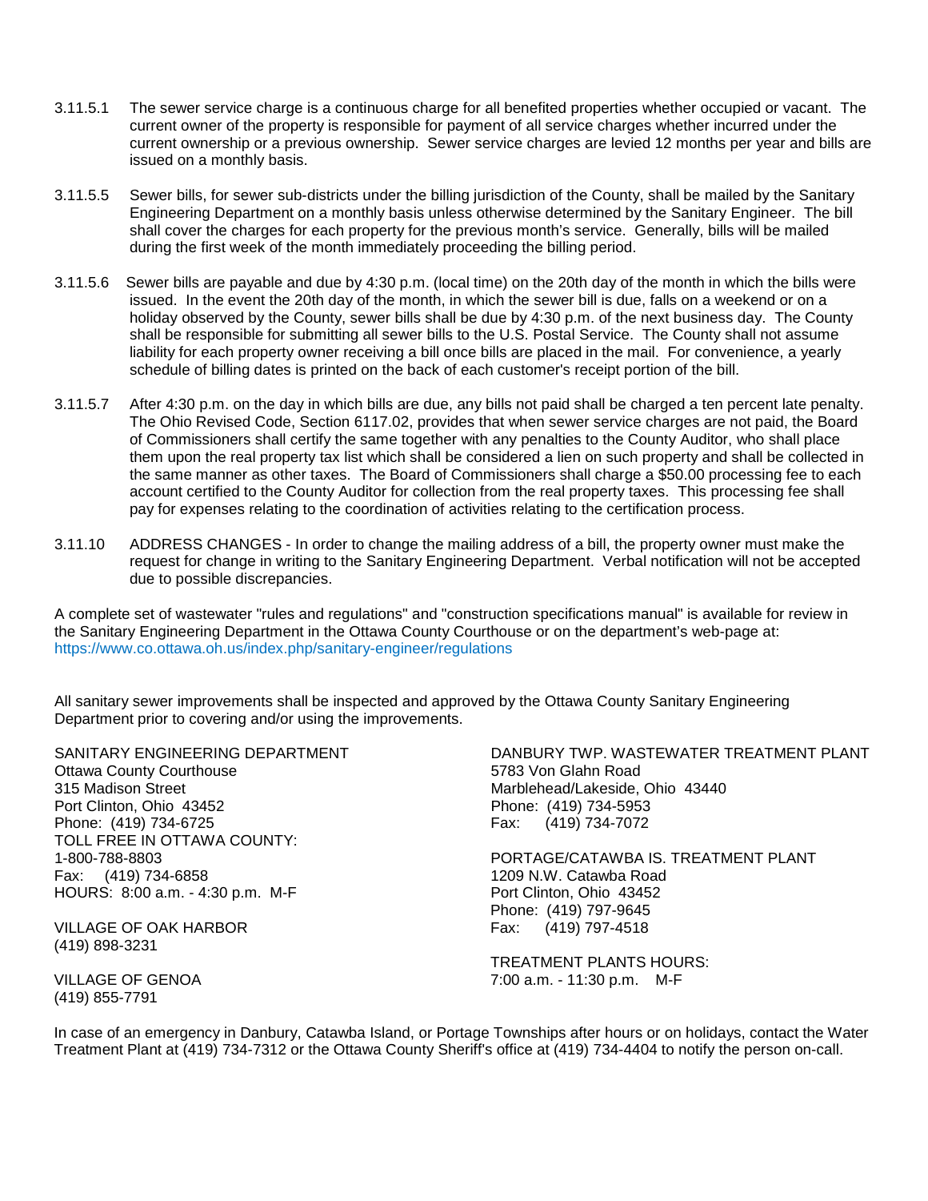3.11.5.1 The sewer service charge is a continuous charge for all benefited properties whether occupied or vacant. The current owner of the property is responsible for payment of all service charges whether incurred under the current ownership or a previous ownership. Sewer service charges are levied 12 months per year and bills are issued on a monthly basis.

3.11.5.5 Sewer bills, for sewer sub-districts under the billing jurisdiction of the County, shall be mailed by the Sanitary Engineering Department on a monthly basis unless otherwise determined by the Sanitary Engineer. The bill shall cover the charges for each property for the previous month's service. Generally, bills will be mailed during the first week of the month immediately proceeding the billing period.

3.11.5.6 Sewer bills are payable and due by 4:30 p.m. (local time) on the 20th day of the month in which the bills were issued. In the event the 20th day of the month, in which the sewer bill is due, falls on a weekend or on a holiday observed by the County, sewer bills shall be due by 4:30 p.m. of the next business day. The County shall be responsible for submitting all sewer bills to the U.S. Postal Service. The County shall not assume liability for each property owner receiving a bill once bills are placed in the mail. For convenience, a yearly schedule of billing dates is printed on the back of each customer's receipt portion of the bill.

3.11.5.7 After 4:30 p.m. on the day in which bills are due, any bills not paid shall be charged a ten percent late penalty. The Ohio Revised Code, Section 6117.02, provides that when sewer service charges are not paid, the Board of Commissioners shall certify the same together with any penalties to the County Auditor, who shall place them upon the real property tax list which shall be considered a lien on such property and shall be collected in the same manner as other taxes. The Board of Commissioners shall charge a $50.00 processing fee to each account certified to the County Auditor for collection from the real property taxes. This processing fee shall pay for expenses relating to the coordination of activities relating to the certification process.

3.11.10 ADDRESS CHANGES - In order to change the mailing address of a bill, the property owner must make the request for change in writing to the Sanitary Engineering Department. Verbal notification will not be accepted due to possible discrepancies.

A complete set of wastewater "rules and regulations" and "construction specifications manual" is available for review in the Sanitary Engineering Department in the Ottawa County Courthouse or on the department's web-page at: https://www.co.ottawa.oh.us/index.php/sanitary-engineer/regulations

All sanitary sewer improvements shall be inspected and approved by the Ottawa County Sanitary Engineering Department prior to covering and/or using the improvements.

SANITARY ENGINEERING DEPARTMENT
Ottawa County Courthouse
315 Madison Street
Port Clinton, Ohio 43452
Phone: (419) 734-6725
TOLL FREE IN OTTAWA COUNTY:
1-800-788-8803
Fax: (419) 734-6858
HOURS: 8:00 a.m. - 4:30 p.m. M-F

VILLAGE OF OAK HARBOR
(419) 898-3231

VILLAGE OF GENOA
(419) 855-7791

DANBURY TWP. WASTEWATER TREATMENT PLANT
5783 Von Glahn Road
Marblehead/Lakeside, Ohio 43440
Phone: (419) 734-5953
Fax: (419) 734-7072

PORTAGE/CATAWBA IS. TREATMENT PLANT
1209 N.W. Catawba Road
Port Clinton, Ohio 43452
Phone: (419) 797-9645
Fax: (419) 797-4518

TREATMENT PLANTS HOURS:
7:00 a.m. - 11:30 p.m. M-F

In case of an emergency in Danbury, Catawba Island, or Portage Townships after hours or on holidays, contact the Water Treatment Plant at (419) 734-7312 or the Ottawa County Sheriff's office at (419) 734-4404 to notify the person on-call.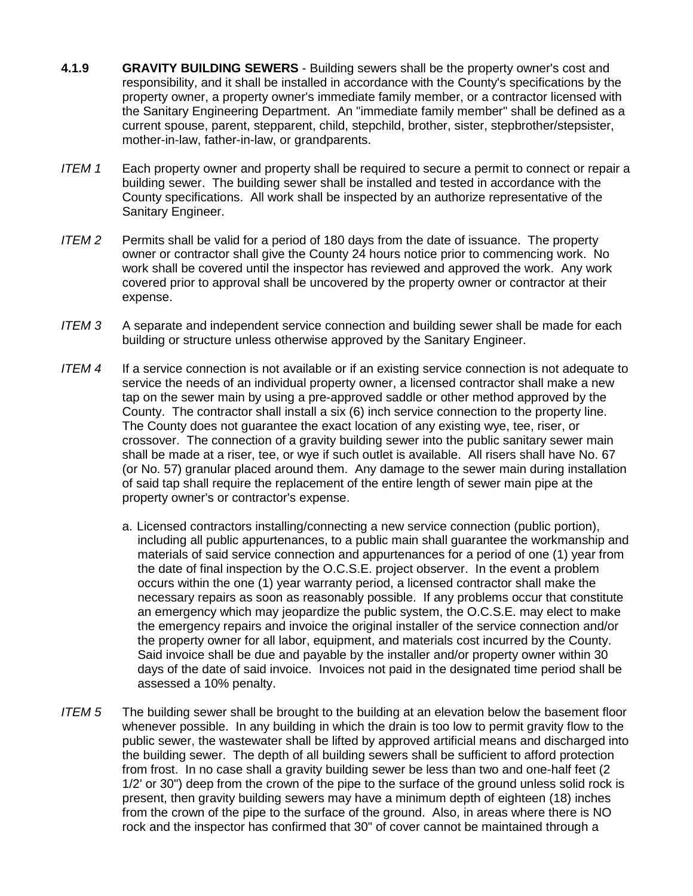**4.1.9 GRAVITY BUILDING SEWERS** - Building sewers shall be the property owner's cost and responsibility, and it shall be installed in accordance with the County's specifications by the property owner, a property owner's immediate family member, or a contractor licensed with the Sanitary Engineering Department. An "immediate family member" shall be defined as a current spouse, parent, stepparent, child, stepchild, brother, sister, stepbrother/stepsister, mother-in-law, father-in-law, or grandparents.

*ITEM 1* Each property owner and property shall be required to secure a permit to connect or repair a building sewer. The building sewer shall be installed and tested in accordance with the County specifications. All work shall be inspected by an authorize representative of the Sanitary Engineer.

*ITEM 2* Permits shall be valid for a period of 180 days from the date of issuance. The property owner or contractor shall give the County 24 hours notice prior to commencing work. No work shall be covered until the inspector has reviewed and approved the work. Any work covered prior to approval shall be uncovered by the property owner or contractor at their expense.

*ITEM 3* A separate and independent service connection and building sewer shall be made for each building or structure unless otherwise approved by the Sanitary Engineer.

*ITEM 4* If a service connection is not available or if an existing service connection is not adequate to service the needs of an individual property owner, a licensed contractor shall make a new tap on the sewer main by using a pre-approved saddle or other method approved by the County. The contractor shall install a six (6) inch service connection to the property line. The County does not guarantee the exact location of any existing wye, tee, riser, or crossover. The connection of a gravity building sewer into the public sanitary sewer main shall be made at a riser, tee, or wye if such outlet is available. All risers shall have No. 67 (or No. 57) granular placed around them. Any damage to the sewer main during installation of said tap shall require the replacement of the entire length of sewer main pipe at the property owner's or contractor's expense.

a. Licensed contractors installing/connecting a new service connection (public portion), including all public appurtenances, to a public main shall guarantee the workmanship and materials of said service connection and appurtenances for a period of one (1) year from the date of final inspection by the O.C.S.E. project observer. In the event a problem occurs within the one (1) year warranty period, a licensed contractor shall make the necessary repairs as soon as reasonably possible. If any problems occur that constitute an emergency which may jeopardize the public system, the O.C.S.E. may elect to make the emergency repairs and invoice the original installer of the service connection and/or the property owner for all labor, equipment, and materials cost incurred by the County. Said invoice shall be due and payable by the installer and/or property owner within 30 days of the date of said invoice. Invoices not paid in the designated time period shall be assessed a 10% penalty.

*ITEM 5* The building sewer shall be brought to the building at an elevation below the basement floor whenever possible. In any building in which the drain is too low to permit gravity flow to the public sewer, the wastewater shall be lifted by approved artificial means and discharged into the building sewer. The depth of all building sewers shall be sufficient to afford protection from frost. In no case shall a gravity building sewer be less than two and one-half feet (2 1/2' or 30") deep from the crown of the pipe to the surface of the ground unless solid rock is present, then gravity building sewers may have a minimum depth of eighteen (18) inches from the crown of the pipe to the surface of the ground. Also, in areas where there is NO rock and the inspector has confirmed that 30" of cover cannot be maintained through a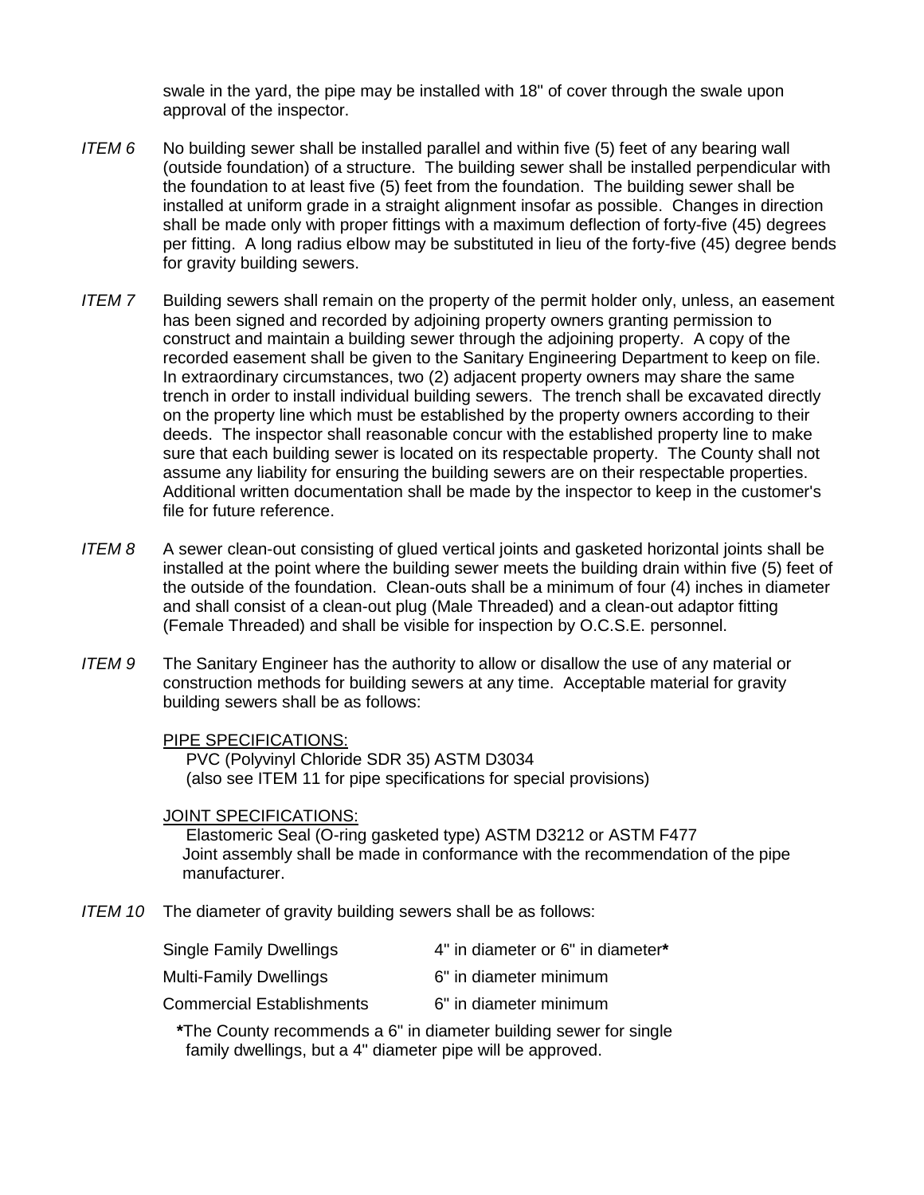swale in the yard, the pipe may be installed with 18" of cover through the swale upon approval of the inspector.

*ITEM 6* No building sewer shall be installed parallel and within five (5) feet of any bearing wall (outside foundation) of a structure. The building sewer shall be installed perpendicular with the foundation to at least five (5) feet from the foundation. The building sewer shall be installed at uniform grade in a straight alignment insofar as possible. Changes in direction shall be made only with proper fittings with a maximum deflection of forty-five (45) degrees per fitting. A long radius elbow may be substituted in lieu of the forty-five (45) degree bends for gravity building sewers.

*ITEM 7* Building sewers shall remain on the property of the permit holder only, unless, an easement has been signed and recorded by adjoining property owners granting permission to construct and maintain a building sewer through the adjoining property. A copy of the recorded easement shall be given to the Sanitary Engineering Department to keep on file. In extraordinary circumstances, two (2) adjacent property owners may share the same trench in order to install individual building sewers. The trench shall be excavated directly on the property line which must be established by the property owners according to their deeds. The inspector shall reasonable concur with the established property line to make sure that each building sewer is located on its respectable property. The County shall not assume any liability for ensuring the building sewers are on their respectable properties. Additional written documentation shall be made by the inspector to keep in the customer's file for future reference.

*ITEM 8* A sewer clean-out consisting of glued vertical joints and gasketed horizontal joints shall be installed at the point where the building sewer meets the building drain within five (5) feet of the outside of the foundation. Clean-outs shall be a minimum of four (4) inches in diameter and shall consist of a clean-out plug (Male Threaded) and a clean-out adaptor fitting (Female Threaded) and shall be visible for inspection by O.C.S.E. personnel.

*ITEM 9* The Sanitary Engineer has the authority to allow or disallow the use of any material or construction methods for building sewers at any time. Acceptable material for gravity building sewers shall be as follows:

PIPE SPECIFICATIONS:
PVC (Polyvinyl Chloride SDR 35) ASTM D3034
(also see ITEM 11 for pipe specifications for special provisions)

JOINT SPECIFICATIONS:
Elastomeric Seal (O-ring gasketed type) ASTM D3212 or ASTM F477
Joint assembly shall be made in conformance with the recommendation of the pipe manufacturer.

*ITEM 10* The diameter of gravity building sewers shall be as follows:

| | |
|---|---|
| Single Family Dwellings | 4" in diameter or 6" in diameter* |
| Multi-Family Dwellings | 6" in diameter minimum |
| Commercial Establishments | 6" in diameter minimum |

*The County recommends a 6" in diameter building sewer for single family dwellings, but a 4" diameter pipe will be approved.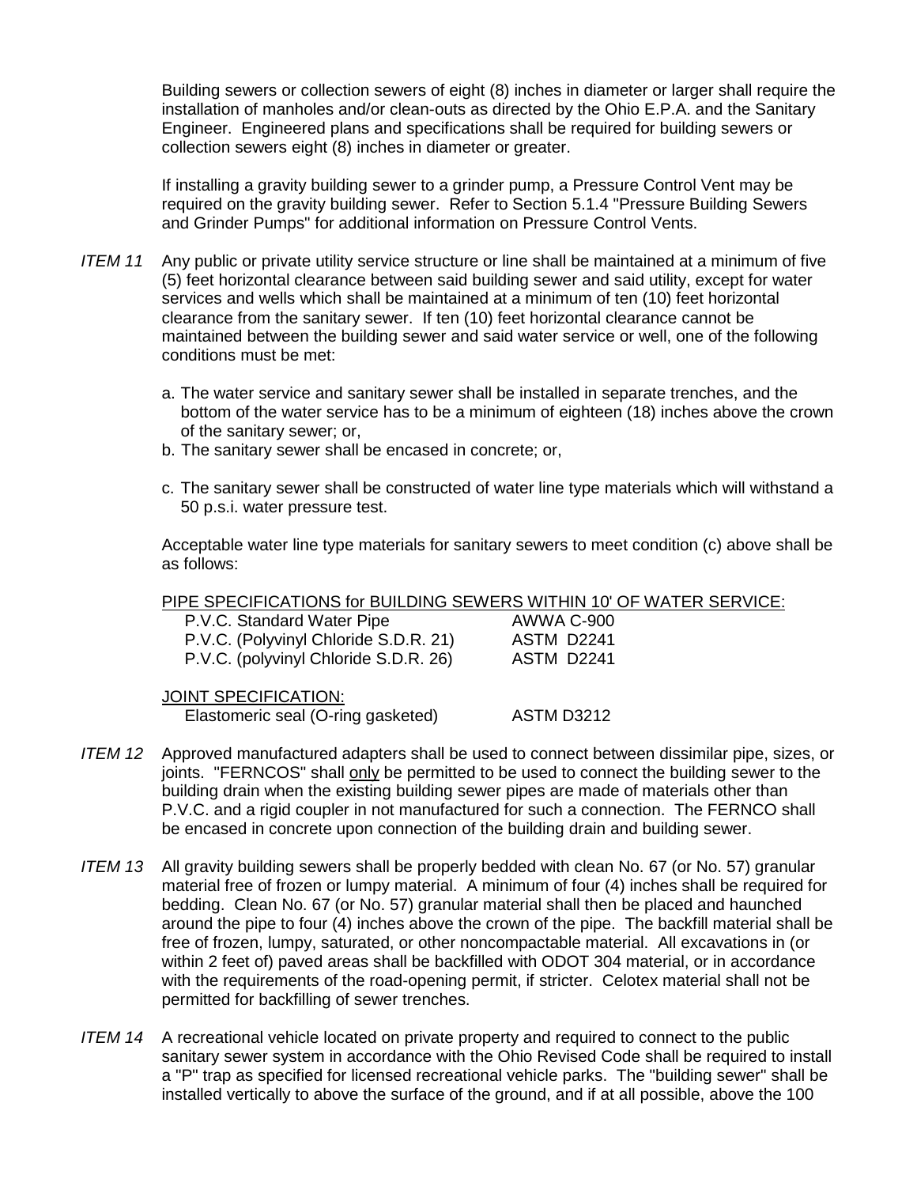Building sewers or collection sewers of eight (8) inches in diameter or larger shall require the installation of manholes and/or clean-outs as directed by the Ohio E.P.A. and the Sanitary Engineer. Engineered plans and specifications shall be required for building sewers or collection sewers eight (8) inches in diameter or greater.

If installing a gravity building sewer to a grinder pump, a Pressure Control Vent may be required on the gravity building sewer. Refer to Section 5.1.4 "Pressure Building Sewers and Grinder Pumps" for additional information on Pressure Control Vents.

*ITEM 11* Any public or private utility service structure or line shall be maintained at a minimum of five (5) feet horizontal clearance between said building sewer and said utility, except for water services and wells which shall be maintained at a minimum of ten (10) feet horizontal clearance from the sanitary sewer. If ten (10) feet horizontal clearance cannot be maintained between the building sewer and said water service or well, one of the following conditions must be met:

a. The water service and sanitary sewer shall be installed in separate trenches, and the bottom of the water service has to be a minimum of eighteen (18) inches above the crown of the sanitary sewer; or,
b. The sanitary sewer shall be encased in concrete; or,
c. The sanitary sewer shall be constructed of water line type materials which will withstand a 50 p.s.i. water pressure test.

Acceptable water line type materials for sanitary sewers to meet condition (c) above shall be as follows:

<u>PIPE SPECIFICATIONS for BUILDING SEWERS WITHIN 10' OF WATER SERVICE:</u>

| | |
|---|---|
| P.V.C. Standard Water Pipe | AWWA C-900 |
| P.V.C. (Polyvinyl Chloride S.D.R. 21) | ASTM D2241 |
| P.V.C. (polyvinyl Chloride S.D.R. 26) | ASTM D2241 |

<u>JOINT SPECIFICATION:</u>

| | |
|---|---|
| Elastomeric seal (O-ring gasketed) | ASTM D3212 |

*ITEM 12* Approved manufactured adapters shall be used to connect between dissimilar pipe, sizes, or joints. "FERNCOS" shall <u>only</u> be permitted to be used to connect the building sewer to the building drain when the existing building sewer pipes are made of materials other than P.V.C. and a rigid coupler in not manufactured for such a connection. The FERNCO shall be encased in concrete upon connection of the building drain and building sewer.

*ITEM 13* All gravity building sewers shall be properly bedded with clean No. 67 (or No. 57) granular material free of frozen or lumpy material. A minimum of four (4) inches shall be required for bedding. Clean No. 67 (or No. 57) granular material shall then be placed and haunched around the pipe to four (4) inches above the crown of the pipe. The backfill material shall be free of frozen, lumpy, saturated, or other noncompactable material. All excavations in (or within 2 feet of) paved areas shall be backfilled with ODOT 304 material, or in accordance with the requirements of the road-opening permit, if stricter. Celotex material shall not be permitted for backfilling of sewer trenches.

*ITEM 14* A recreational vehicle located on private property and required to connect to the public sanitary sewer system in accordance with the Ohio Revised Code shall be required to install a "P" trap as specified for licensed recreational vehicle parks. The "building sewer" shall be installed vertically to above the surface of the ground, and if at all possible, above the 100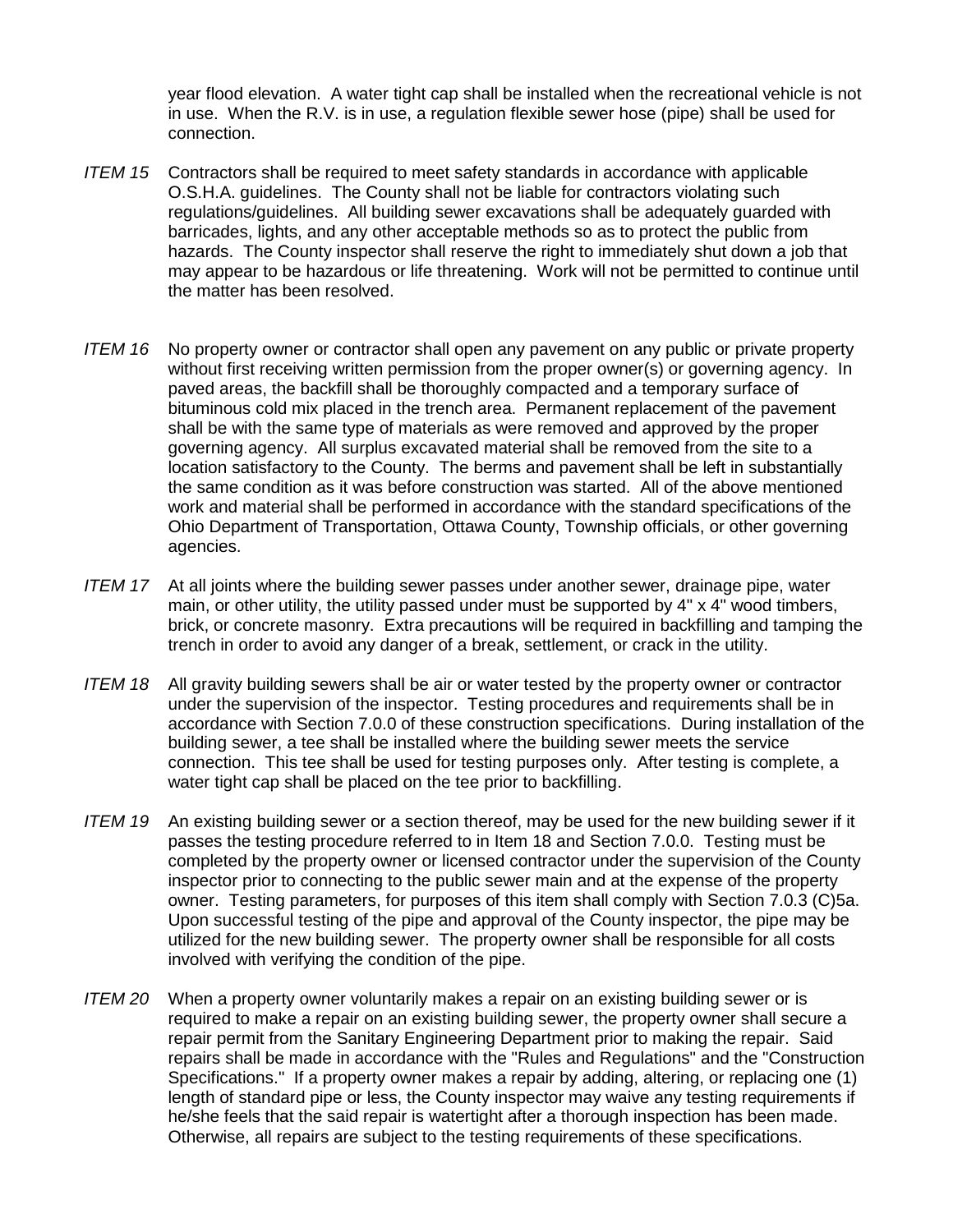year flood elevation. A water tight cap shall be installed when the recreational vehicle is not in use. When the R.V. is in use, a regulation flexible sewer hose (pipe) shall be used for connection.

*ITEM 15* Contractors shall be required to meet safety standards in accordance with applicable O.S.H.A. guidelines. The County shall not be liable for contractors violating such regulations/guidelines. All building sewer excavations shall be adequately guarded with barricades, lights, and any other acceptable methods so as to protect the public from hazards. The County inspector shall reserve the right to immediately shut down a job that may appear to be hazardous or life threatening. Work will not be permitted to continue until the matter has been resolved.

*ITEM 16* No property owner or contractor shall open any pavement on any public or private property without first receiving written permission from the proper owner(s) or governing agency. In paved areas, the backfill shall be thoroughly compacted and a temporary surface of bituminous cold mix placed in the trench area. Permanent replacement of the pavement shall be with the same type of materials as were removed and approved by the proper governing agency. All surplus excavated material shall be removed from the site to a location satisfactory to the County. The berms and pavement shall be left in substantially the same condition as it was before construction was started. All of the above mentioned work and material shall be performed in accordance with the standard specifications of the Ohio Department of Transportation, Ottawa County, Township officials, or other governing agencies.

*ITEM 17* At all joints where the building sewer passes under another sewer, drainage pipe, water main, or other utility, the utility passed under must be supported by 4" x 4" wood timbers, brick, or concrete masonry. Extra precautions will be required in backfilling and tamping the trench in order to avoid any danger of a break, settlement, or crack in the utility.

*ITEM 18* All gravity building sewers shall be air or water tested by the property owner or contractor under the supervision of the inspector. Testing procedures and requirements shall be in accordance with Section 7.0.0 of these construction specifications. During installation of the building sewer, a tee shall be installed where the building sewer meets the service connection. This tee shall be used for testing purposes only. After testing is complete, a water tight cap shall be placed on the tee prior to backfilling.

*ITEM 19* An existing building sewer or a section thereof, may be used for the new building sewer if it passes the testing procedure referred to in Item 18 and Section 7.0.0. Testing must be completed by the property owner or licensed contractor under the supervision of the County inspector prior to connecting to the public sewer main and at the expense of the property owner. Testing parameters, for purposes of this item shall comply with Section 7.0.3 (C)5a. Upon successful testing of the pipe and approval of the County inspector, the pipe may be utilized for the new building sewer. The property owner shall be responsible for all costs involved with verifying the condition of the pipe.

*ITEM 20* When a property owner voluntarily makes a repair on an existing building sewer or is required to make a repair on an existing building sewer, the property owner shall secure a repair permit from the Sanitary Engineering Department prior to making the repair. Said repairs shall be made in accordance with the "Rules and Regulations" and the "Construction Specifications." If a property owner makes a repair by adding, altering, or replacing one (1) length of standard pipe or less, the County inspector may waive any testing requirements if he/she feels that the said repair is watertight after a thorough inspection has been made. Otherwise, all repairs are subject to the testing requirements of these specifications.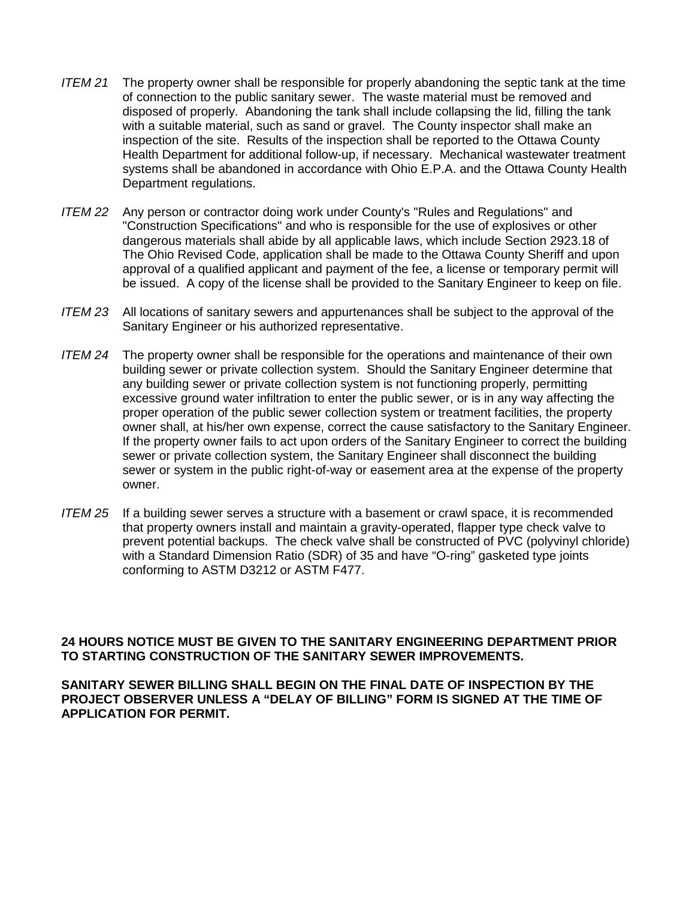*ITEM 21* The property owner shall be responsible for properly abandoning the septic tank at the time of connection to the public sanitary sewer. The waste material must be removed and disposed of properly. Abandoning the tank shall include collapsing the lid, filling the tank with a suitable material, such as sand or gravel. The County inspector shall make an inspection of the site. Results of the inspection shall be reported to the Ottawa County Health Department for additional follow-up, if necessary. Mechanical wastewater treatment systems shall be abandoned in accordance with Ohio E.P.A. and the Ottawa County Health Department regulations.

*ITEM 22* Any person or contractor doing work under County's "Rules and Regulations" and "Construction Specifications" and who is responsible for the use of explosives or other dangerous materials shall abide by all applicable laws, which include Section 2923.18 of The Ohio Revised Code, application shall be made to the Ottawa County Sheriff and upon approval of a qualified applicant and payment of the fee, a license or temporary permit will be issued. A copy of the license shall be provided to the Sanitary Engineer to keep on file.

*ITEM 23* All locations of sanitary sewers and appurtenances shall be subject to the approval of the Sanitary Engineer or his authorized representative.

*ITEM 24* The property owner shall be responsible for the operations and maintenance of their own building sewer or private collection system. Should the Sanitary Engineer determine that any building sewer or private collection system is not functioning properly, permitting excessive ground water infiltration to enter the public sewer, or is in any way affecting the proper operation of the public sewer collection system or treatment facilities, the property owner shall, at his/her own expense, correct the cause satisfactory to the Sanitary Engineer. If the property owner fails to act upon orders of the Sanitary Engineer to correct the building sewer or private collection system, the Sanitary Engineer shall disconnect the building sewer or system in the public right-of-way or easement area at the expense of the property owner.

*ITEM 25* If a building sewer serves a structure with a basement or crawl space, it is recommended that property owners install and maintain a gravity-operated, flapper type check valve to prevent potential backups. The check valve shall be constructed of PVC (polyvinyl chloride) with a Standard Dimension Ratio (SDR) of 35 and have "O-ring" gasketed type joints conforming to ASTM D3212 or ASTM F477.

**24 HOURS NOTICE MUST BE GIVEN TO THE SANITARY ENGINEERING DEPARTMENT PRIOR TO STARTING CONSTRUCTION OF THE SANITARY SEWER IMPROVEMENTS.**

**SANITARY SEWER BILLING SHALL BEGIN ON THE FINAL DATE OF INSPECTION BY THE PROJECT OBSERVER UNLESS A "DELAY OF BILLING" FORM IS SIGNED AT THE TIME OF APPLICATION FOR PERMIT.**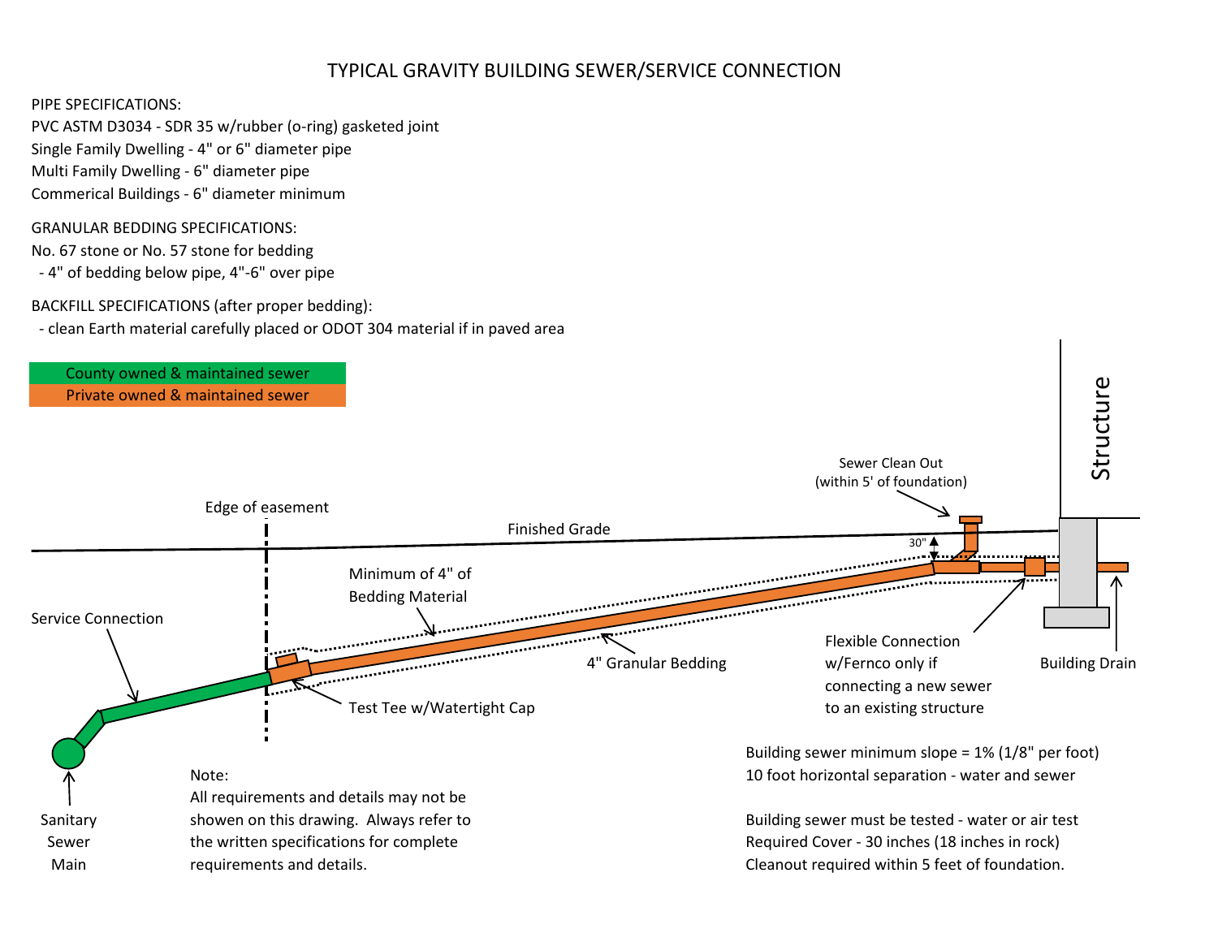# TYPICAL GRAVITY BUILDING SEWER/SERVICE CONNECTION

PIPE SPECIFICATIONS:
PVC ASTM D3034 - SDR 35 w/rubber (o-ring) gasketed joint
Single Family Dwelling - 4" or 6" diameter pipe
Multi Family Dwelling - 6" diameter pipe
Commerical Buildings - 6" diameter minimum

GRANULAR BEDDING SPECIFICATIONS:
No. 67 stone or No. 57 stone for bedding
- 4" of bedding below pipe, 4"-6" over pipe

BACKFILL SPECIFICATIONS (after proper bedding):
- clean Earth material carefully placed or ODOT 304 material if in paved area

County owned & maintained sewer
Private owned & maintained sewer

Structure

Sewer Clean Out
(within 5' of foundation)

Edge of easement

Finished Grade

30"

Minimum of 4" of Bedding Material

Service Connection

4" Granular Bedding

Flexible Connection w/Fernco only if connecting a new sewer to an existing structure

Building Drain

Test Tee w/Watertight Cap

Sanitary Sewer Main

Note:
All requirements and details may not be shown on this drawing. Always refer to the written specifications for complete requirements and details.

Building sewer minimum slope = 1% (1/8" per foot)
10 foot horizontal separation - water and sewer

Building sewer must be tested - water or air test
Required Cover - 30 inches (18 inches in rock)
Cleanout required within 5 feet of foundation.